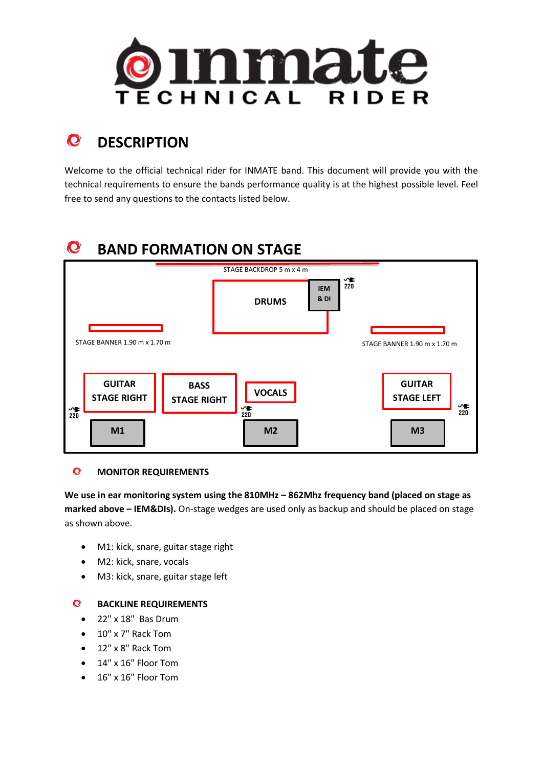# INMATE

## TECHNICAL RIDER

## DESCRIPTION

Welcome to the official technical rider for INMATE band. This document will provide you with the technical requirements to ensure the bands performance quality is at the highest possible level. Feel free to send any questions to the contacts listed below.

## BAND FORMATION ON STAGE

STAGE BACKDROP 5 m x 4 m

DRUMS

IEM & DI

220

STAGE BANNER 1.90 m x 1.70 m

STAGE BANNER 1.90 m x 1.70 m

GUITAR STAGE RIGHT

BASS STAGE RIGHT

VOCALS

GUITAR STAGE LEFT

220

220

220

M1

M2

M3

### MONITOR REQUIREMENTS

**We use in ear monitoring system using the 810MHz – 862Mhz frequency band (placed on stage as marked above – IEM&DIs).** On-stage wedges are used only as backup and should be placed on stage as shown above.

- M1: kick, snare, guitar stage right
- M2: kick, snare, vocals
- M3: kick, snare, guitar stage left

### BACKLINE REQUIREMENTS

- 22" x 18"  Bas Drum
- 10" x 7" Rack Tom
- 12" x 8" Rack Tom
- 14" x 16" Floor Tom
- 16" x 16" Floor Tom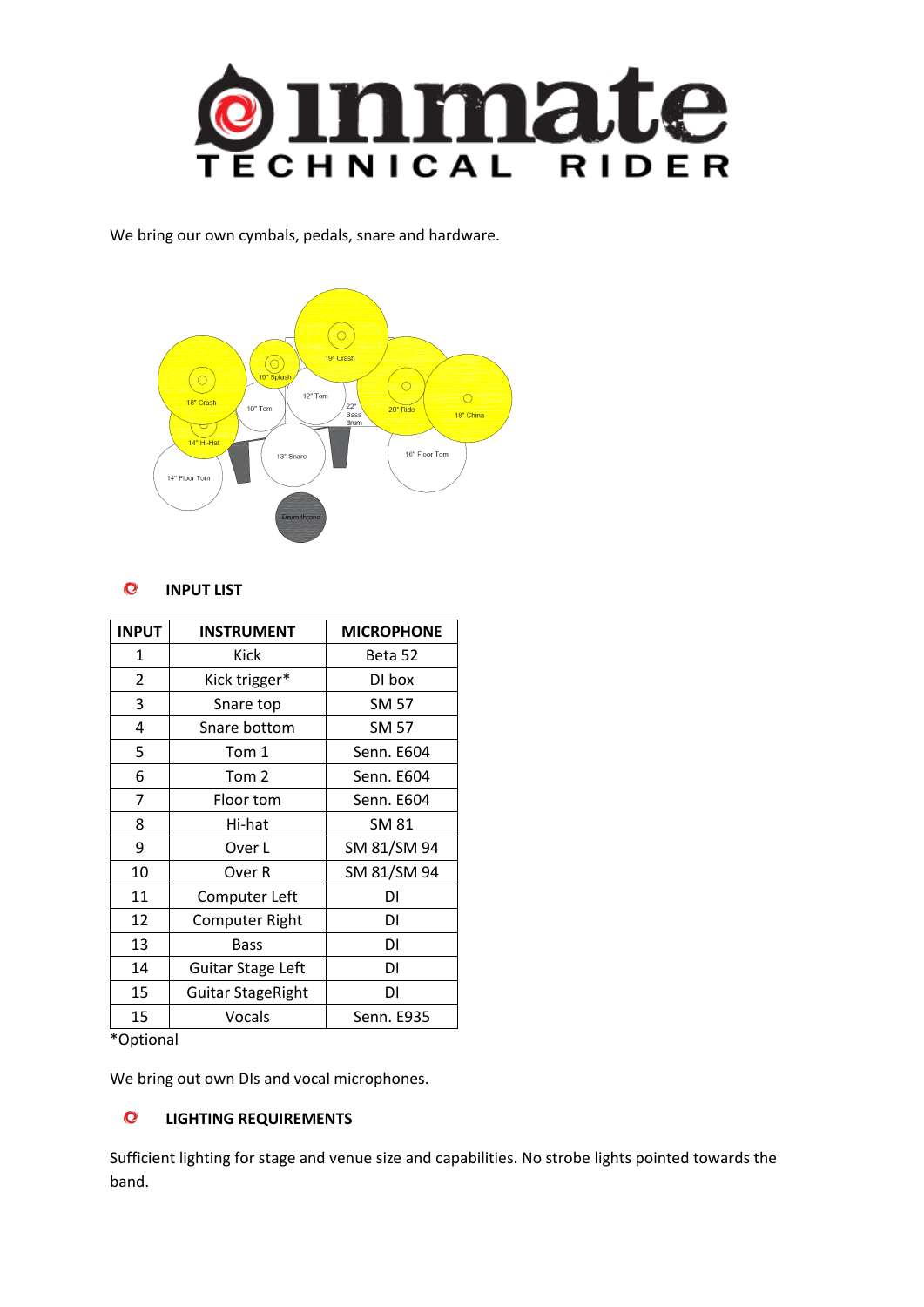# inmate
## TECHNICAL RIDER

We bring our own cymbals, pedals, snare and hardware.

## INPUT LIST

| INPUT | INSTRUMENT | MICROPHONE |
|---|---|---|
| 1 | Kick | Beta 52 |
| 2 | Kick trigger* | DI box |
| 3 | Snare top | SM 57 |
| 4 | Snare bottom | SM 57 |
| 5 | Tom 1 | Senn. E604 |
| 6 | Tom 2 | Senn. E604 |
| 7 | Floor tom | Senn. E604 |
| 8 | Hi-hat | SM 81 |
| 9 | Over L | SM 81/SM 94 |
| 10 | Over R | SM 81/SM 94 |
| 11 | Computer Left | DI |
| 12 | Computer Right | DI |
| 13 | Bass | DI |
| 14 | Guitar Stage Left | DI |
| 15 | Guitar StageRight | DI |
| 15 | Vocals | Senn. E935 |

*Optional

We bring out own DIs and vocal microphones.

## LIGHTING REQUIREMENTS

Sufficient lighting for stage and venue size and capabilities. No strobe lights pointed towards the band.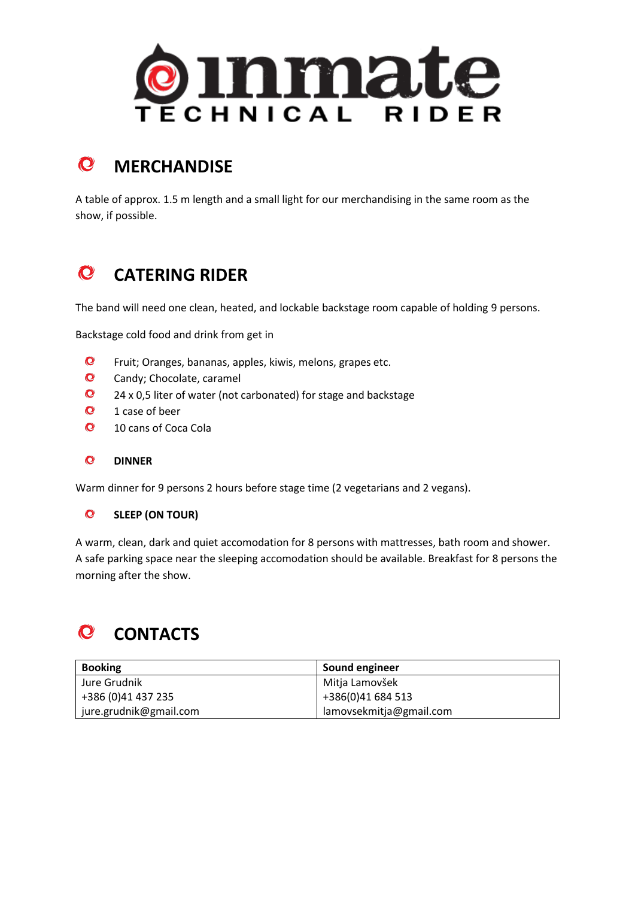# inmate TECHNICAL RIDER

## MERCHANDISE

A table of approx. 1.5 m length and a small light for our merchandising in the same room as the show, if possible.

## CATERING RIDER

The band will need one clean, heated, and lockable backstage room capable of holding 9 persons.

Backstage cold food and drink from get in

- Fruit; Oranges, bananas, apples, kiwis, melons, grapes etc.
- Candy; Chocolate, caramel
- 24 x 0,5 liter of water (not carbonated) for stage and backstage
- 1 case of beer
- 10 cans of Coca Cola

### DINNER

Warm dinner for 9 persons 2 hours before stage time (2 vegetarians and 2 vegans).

### SLEEP (ON TOUR)

A warm, clean, dark and quiet accomodation for 8 persons with mattresses, bath room and shower. A safe parking space near the sleeping accomodation should be available. Breakfast for 8 persons the morning after the show.

## CONTACTS

| Booking | Sound engineer |
|---|---|
| Jure Grudnik<br>+386 (0)41 437 235<br>jure.grudnik@gmail.com | Mitja Lamovšek<br>+386(0)41 684 513<br>lamovsekmitja@gmail.com |